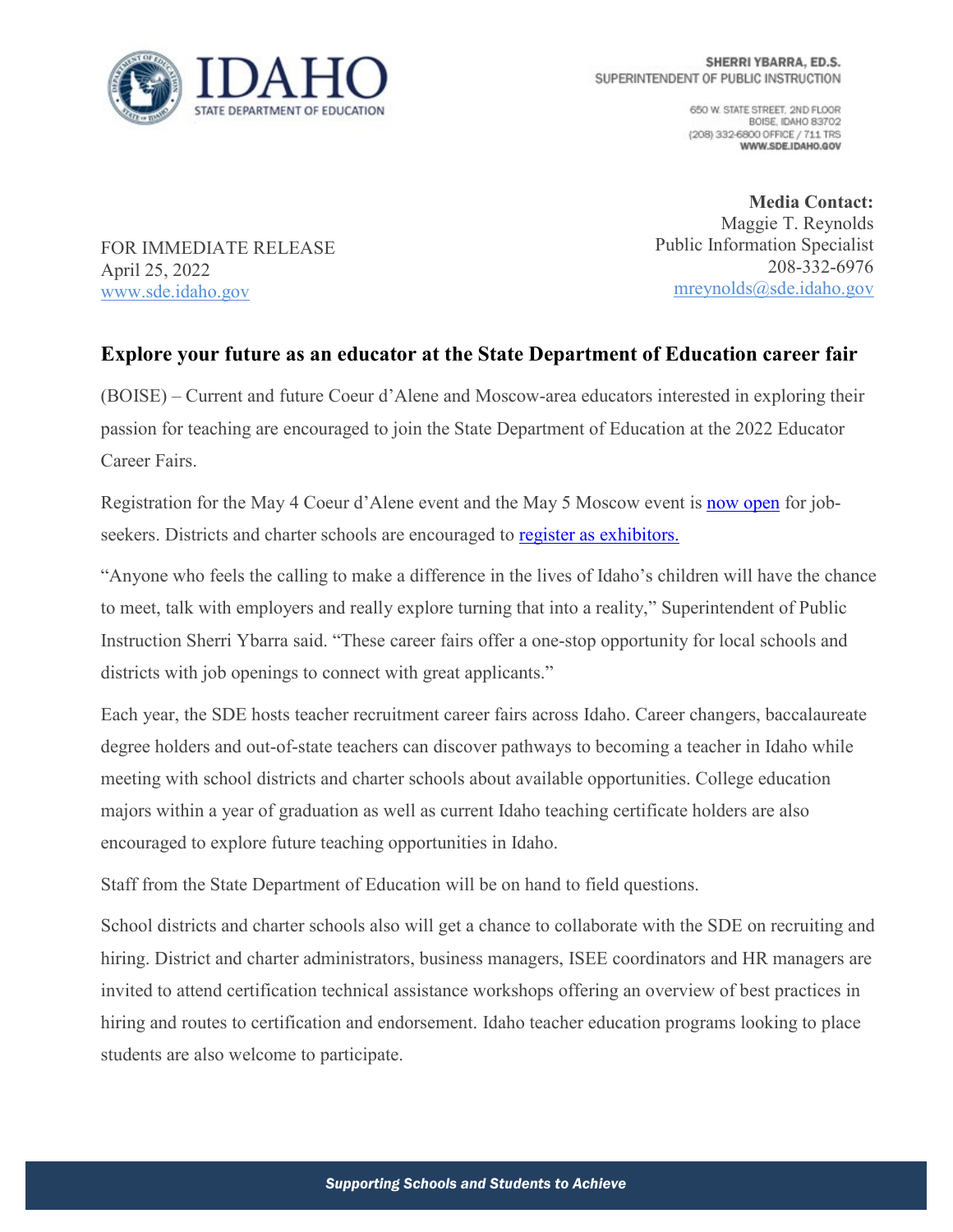IDAHO
STATE DEPARTMENT OF EDUCATION

**SHERRI YBARRA, ED.S.**
SUPERINTENDENT OF PUBLIC INSTRUCTION

650 W. STATE STREET, 2ND FLOOR
BOISE, IDAHO 83702
(208) 332-6800 OFFICE / 711 TRS
**WWW.SDE.IDAHO.GOV**

**Media Contact:**
Maggie T. Reynolds
Public Information Specialist
208-332-6976
mreynolds@sde.idaho.gov

FOR IMMEDIATE RELEASE
April 25, 2022
www.sde.idaho.gov

## Explore your future as an educator at the State Department of Education career fair

(BOISE) – Current and future Coeur d'Alene and Moscow-area educators interested in exploring their passion for teaching are encouraged to join the State Department of Education at the 2022 Educator Career Fairs.

Registration for the May 4 Coeur d'Alene event and the May 5 Moscow event is [now open](#) for job-seekers. Districts and charter schools are encouraged to [register as exhibitors.](#)

"Anyone who feels the calling to make a difference in the lives of Idaho's children will have the chance to meet, talk with employers and really explore turning that into a reality," Superintendent of Public Instruction Sherri Ybarra said. "These career fairs offer a one-stop opportunity for local schools and districts with job openings to connect with great applicants."

Each year, the SDE hosts teacher recruitment career fairs across Idaho. Career changers, baccalaureate degree holders and out-of-state teachers can discover pathways to becoming a teacher in Idaho while meeting with school districts and charter schools about available opportunities. College education majors within a year of graduation as well as current Idaho teaching certificate holders are also encouraged to explore future teaching opportunities in Idaho.

Staff from the State Department of Education will be on hand to field questions.

School districts and charter schools also will get a chance to collaborate with the SDE on recruiting and hiring. District and charter administrators, business managers, ISEE coordinators and HR managers are invited to attend certification technical assistance workshops offering an overview of best practices in hiring and routes to certification and endorsement. Idaho teacher education programs looking to place students are also welcome to participate.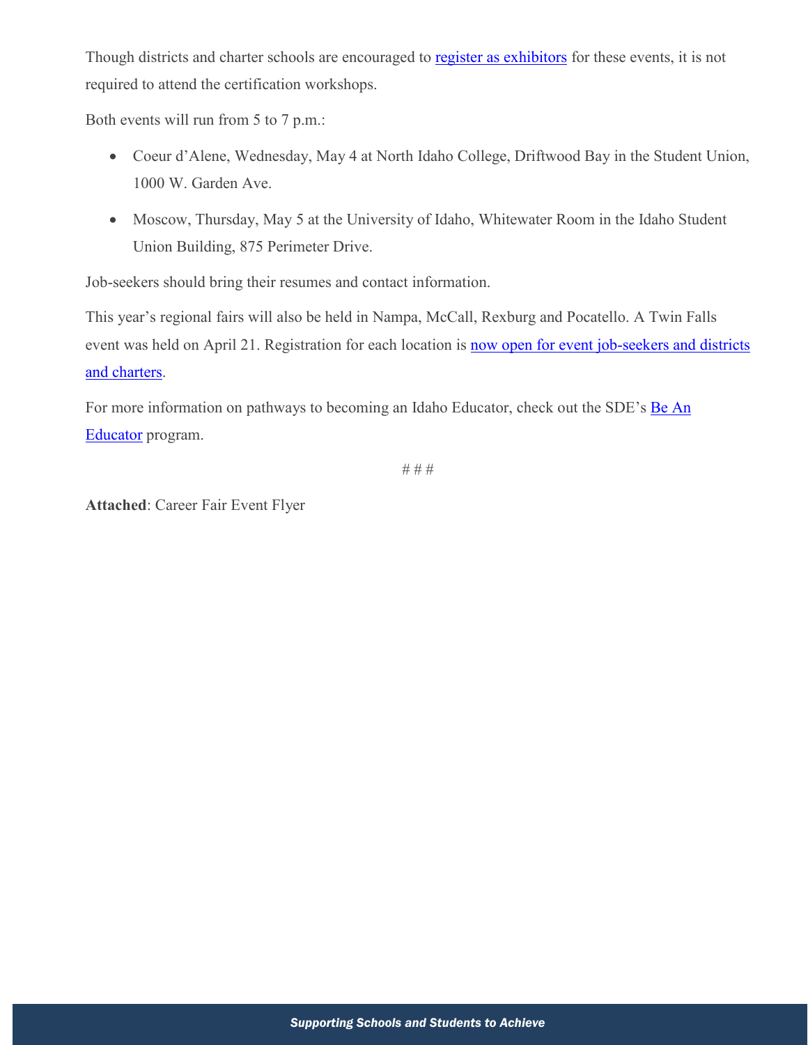Though districts and charter schools are encouraged to register as exhibitors for these events, it is not required to attend the certification workshops.

Both events will run from 5 to 7 p.m.:

- Coeur d'Alene, Wednesday, May 4 at North Idaho College, Driftwood Bay in the Student Union, 1000 W. Garden Ave.
- Moscow, Thursday, May 5 at the University of Idaho, Whitewater Room in the Idaho Student Union Building, 875 Perimeter Drive.

Job-seekers should bring their resumes and contact information.

This year's regional fairs will also be held in Nampa, McCall, Rexburg and Pocatello. A Twin Falls event was held on April 21. Registration for each location is now open for event job-seekers and districts and charters.

For more information on pathways to becoming an Idaho Educator, check out the SDE's Be An Educator program.

# # #

**Attached**: Career Fair Event Flyer